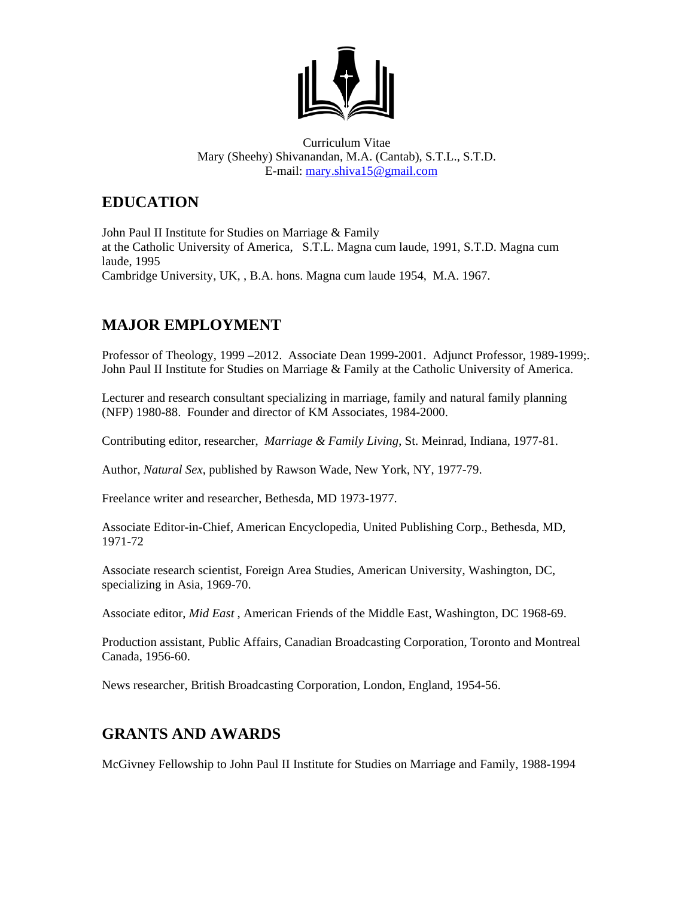Curriculum Vitae
Mary (Sheehy) Shivanandan, M.A. (Cantab), S.T.L., S.T.D.
E-mail: mary.shiva15@gmail.com

## EDUCATION

John Paul II Institute for Studies on Marriage & Family
at the Catholic University of America,   S.T.L. Magna cum laude, 1991, S.T.D. Magna cum laude, 1995
Cambridge University, UK, , B.A. hons. Magna cum laude 1954,  M.A. 1967.

## MAJOR EMPLOYMENT

Professor of Theology, 1999 –2012.  Associate Dean 1999-2001.  Adjunct Professor, 1989-1999;. John Paul II Institute for Studies on Marriage & Family at the Catholic University of America.

Lecturer and research consultant specializing in marriage, family and natural family planning (NFP) 1980-88.  Founder and director of KM Associates, 1984-2000.

Contributing editor, researcher,  *Marriage & Family Living*, St. Meinrad, Indiana, 1977-81.

Author, *Natural Sex*, published by Rawson Wade, New York, NY, 1977-79.

Freelance writer and researcher, Bethesda, MD 1973-1977.

Associate Editor-in-Chief, American Encyclopedia, United Publishing Corp., Bethesda, MD, 1971-72

Associate research scientist, Foreign Area Studies, American University, Washington, DC, specializing in Asia, 1969-70.

Associate editor, *Mid East* , American Friends of the Middle East, Washington, DC 1968-69.

Production assistant, Public Affairs, Canadian Broadcasting Corporation, Toronto and Montreal Canada, 1956-60.

News researcher, British Broadcasting Corporation, London, England, 1954-56.

## GRANTS AND AWARDS

McGivney Fellowship to John Paul II Institute for Studies on Marriage and Family, 1988-1994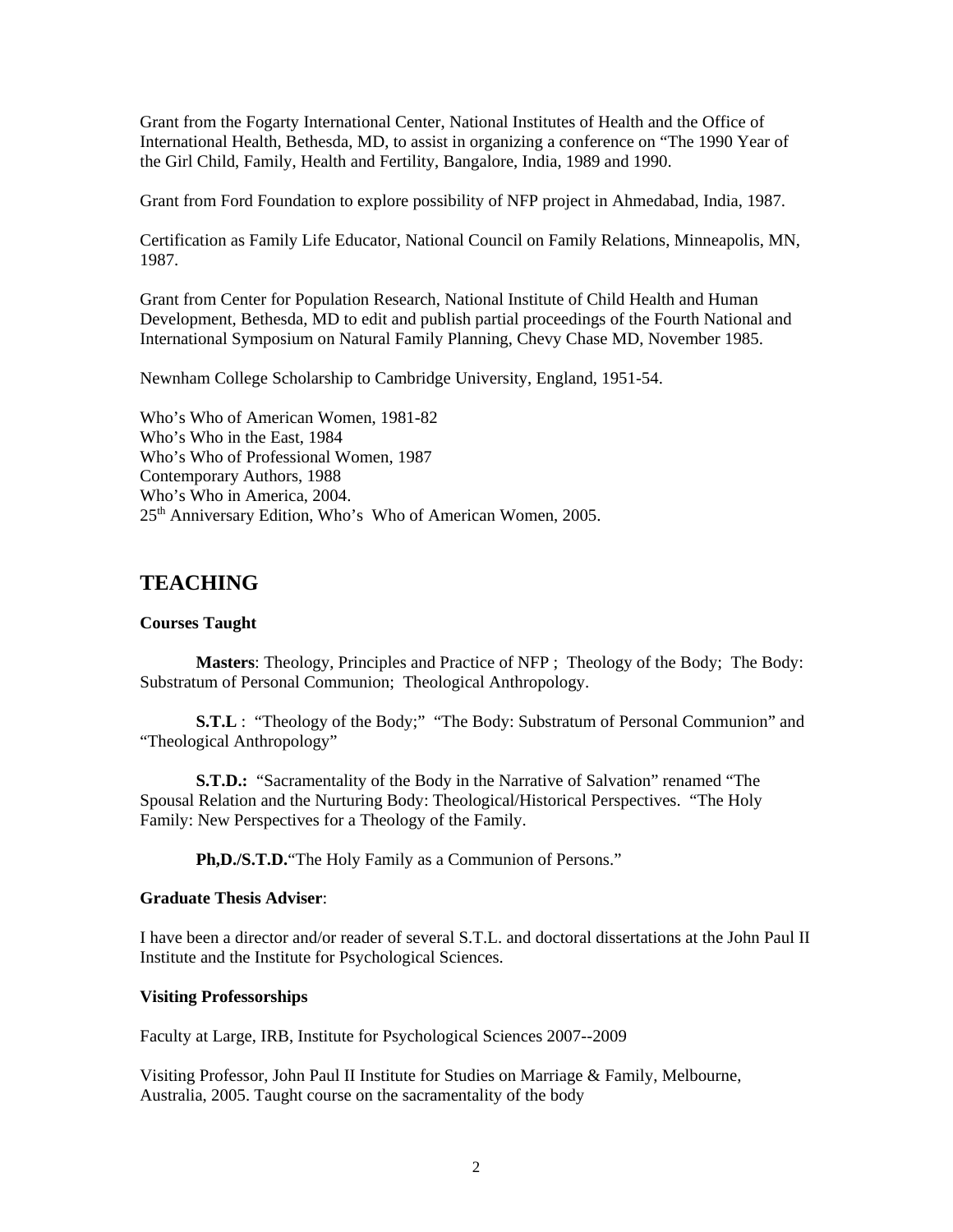Grant from the Fogarty International Center, National Institutes of Health and the Office of International Health, Bethesda, MD, to assist in organizing a conference on “The 1990 Year of the Girl Child, Family, Health and Fertility, Bangalore, India, 1989 and 1990.

Grant from Ford Foundation to explore possibility of NFP project in Ahmedabad, India, 1987.

Certification as Family Life Educator, National Council on Family Relations, Minneapolis, MN, 1987.

Grant from Center for Population Research, National Institute of Child Health and Human Development, Bethesda, MD to edit and publish partial proceedings of the Fourth National and International Symposium on Natural Family Planning, Chevy Chase MD, November 1985.

Newnham College Scholarship to Cambridge University, England, 1951-54.

Who’s Who of American Women, 1981-82
Who’s Who in the East, 1984
Who’s Who of Professional Women, 1987
Contemporary Authors, 1988
Who’s Who in America, 2004.
25th Anniversary Edition, Who’s Who of American Women, 2005.

## TEACHING

### Courses Taught

**Masters**: Theology, Principles and Practice of NFP ; Theology of the Body; The Body: Substratum of Personal Communion; Theological Anthropology.

**S.T.L** : “Theology of the Body;” “The Body: Substratum of Personal Communion” and “Theological Anthropology”

**S.T.D.:** “Sacramentality of the Body in the Narrative of Salvation” renamed “The Spousal Relation and the Nurturing Body: Theological/Historical Perspectives. “The Holy Family: New Perspectives for a Theology of the Family.

**Ph,D./S.T.D.**“The Holy Family as a Communion of Persons.”

### Graduate Thesis Adviser:

I have been a director and/or reader of several S.T.L. and doctoral dissertations at the John Paul II Institute and the Institute for Psychological Sciences.

### Visiting Professorships

Faculty at Large, IRB, Institute for Psychological Sciences 2007--2009

Visiting Professor, John Paul II Institute for Studies on Marriage & Family, Melbourne, Australia, 2005. Taught course on the sacramentality of the body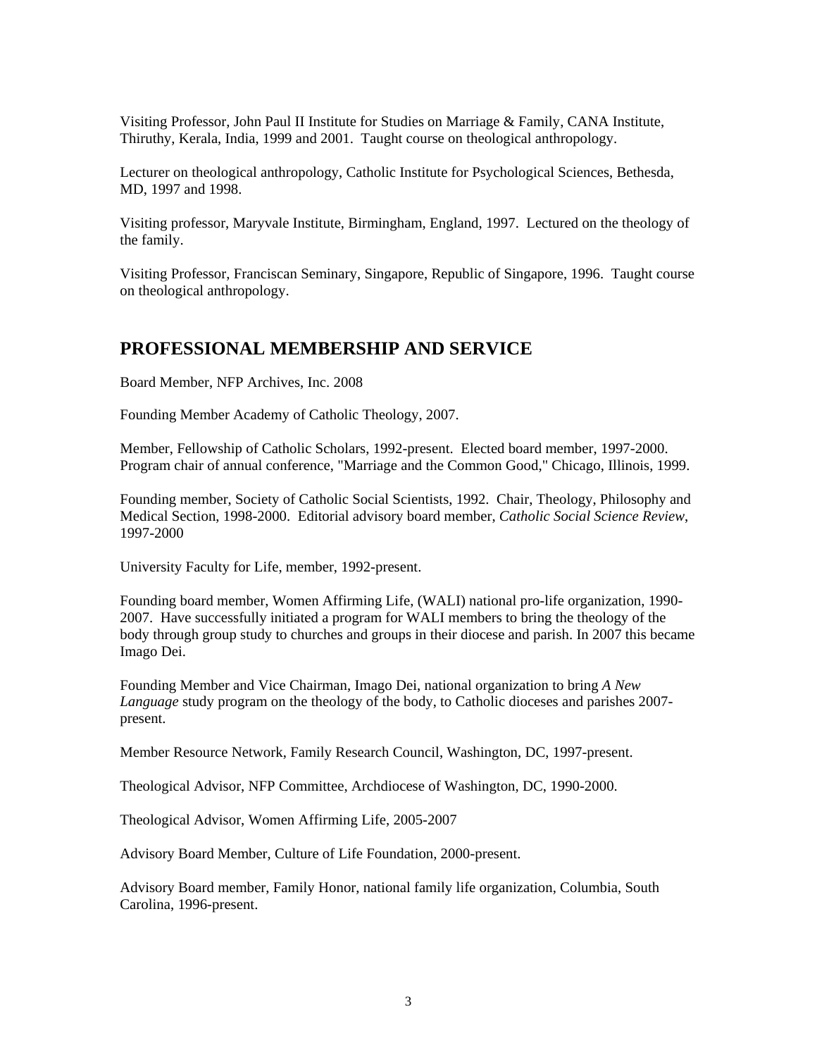Visiting Professor, John Paul II Institute for Studies on Marriage & Family, CANA Institute, Thiruthy, Kerala, India, 1999 and 2001. Taught course on theological anthropology.

Lecturer on theological anthropology, Catholic Institute for Psychological Sciences, Bethesda, MD, 1997 and 1998.

Visiting professor, Maryvale Institute, Birmingham, England, 1997. Lectured on the theology of the family.

Visiting Professor, Franciscan Seminary, Singapore, Republic of Singapore, 1996. Taught course on theological anthropology.

## PROFESSIONAL MEMBERSHIP AND SERVICE

Board Member, NFP Archives, Inc. 2008

Founding Member Academy of Catholic Theology, 2007.

Member, Fellowship of Catholic Scholars, 1992-present. Elected board member, 1997-2000. Program chair of annual conference, "Marriage and the Common Good," Chicago, Illinois, 1999.

Founding member, Society of Catholic Social Scientists, 1992. Chair, Theology, Philosophy and Medical Section, 1998-2000. Editorial advisory board member, *Catholic Social Science Review*, 1997-2000

University Faculty for Life, member, 1992-present.

Founding board member, Women Affirming Life, (WALI) national pro-life organization, 1990-2007. Have successfully initiated a program for WALI members to bring the theology of the body through group study to churches and groups in their diocese and parish. In 2007 this became Imago Dei.

Founding Member and Vice Chairman, Imago Dei, national organization to bring *A New Language* study program on the theology of the body, to Catholic dioceses and parishes 2007-present.

Member Resource Network, Family Research Council, Washington, DC, 1997-present.

Theological Advisor, NFP Committee, Archdiocese of Washington, DC, 1990-2000.

Theological Advisor, Women Affirming Life, 2005-2007

Advisory Board Member, Culture of Life Foundation, 2000-present.

Advisory Board member, Family Honor, national family life organization, Columbia, South Carolina, 1996-present.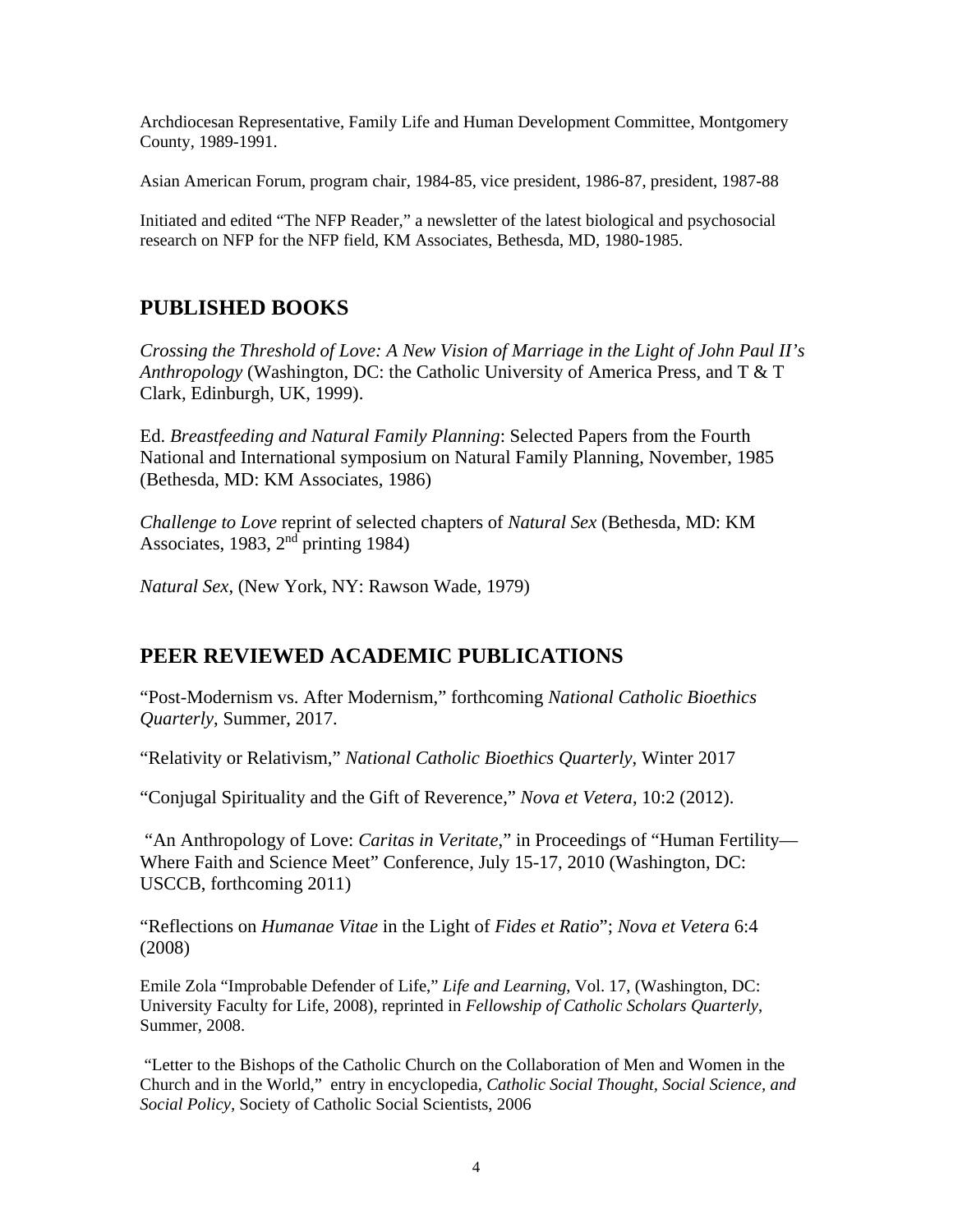Archdiocesan Representative, Family Life and Human Development Committee, Montgomery County, 1989-1991.

Asian American Forum, program chair, 1984-85, vice president, 1986-87, president, 1987-88

Initiated and edited "The NFP Reader," a newsletter of the latest biological and psychosocial research on NFP for the NFP field, KM Associates, Bethesda, MD, 1980-1985.

## PUBLISHED BOOKS

*Crossing the Threshold of Love: A New Vision of Marriage in the Light of John Paul II's Anthropology* (Washington, DC: the Catholic University of America Press, and T & T Clark, Edinburgh, UK, 1999).

Ed. *Breastfeeding and Natural Family Planning*: Selected Papers from the Fourth National and International symposium on Natural Family Planning, November, 1985 (Bethesda, MD: KM Associates, 1986)

*Challenge to Love* reprint of selected chapters of *Natural Sex* (Bethesda, MD: KM Associates, 1983, 2nd printing 1984)

*Natural Sex*, (New York, NY: Rawson Wade, 1979)

## PEER REVIEWED ACADEMIC PUBLICATIONS

"Post-Modernism vs. After Modernism," forthcoming *National Catholic Bioethics Quarterly*, Summer, 2017.

"Relativity or Relativism," *National Catholic Bioethics Quarterly*, Winter 2017

"Conjugal Spirituality and the Gift of Reverence," *Nova et Vetera*, 10:2 (2012).

"An Anthropology of Love: *Caritas in Veritate*," in Proceedings of "Human Fertility—Where Faith and Science Meet" Conference, July 15-17, 2010 (Washington, DC: USCCB, forthcoming 2011)

"Reflections on *Humanae Vitae* in the Light of *Fides et Ratio*"; *Nova et Vetera* 6:4 (2008)

Emile Zola "Improbable Defender of Life," *Life and Learning*, Vol. 17, (Washington, DC: University Faculty for Life, 2008), reprinted in *Fellowship of Catholic Scholars Quarterly*, Summer, 2008.

"Letter to the Bishops of the Catholic Church on the Collaboration of Men and Women in the Church and in the World," entry in encyclopedia, *Catholic Social Thought, Social Science, and Social Policy*, Society of Catholic Social Scientists, 2006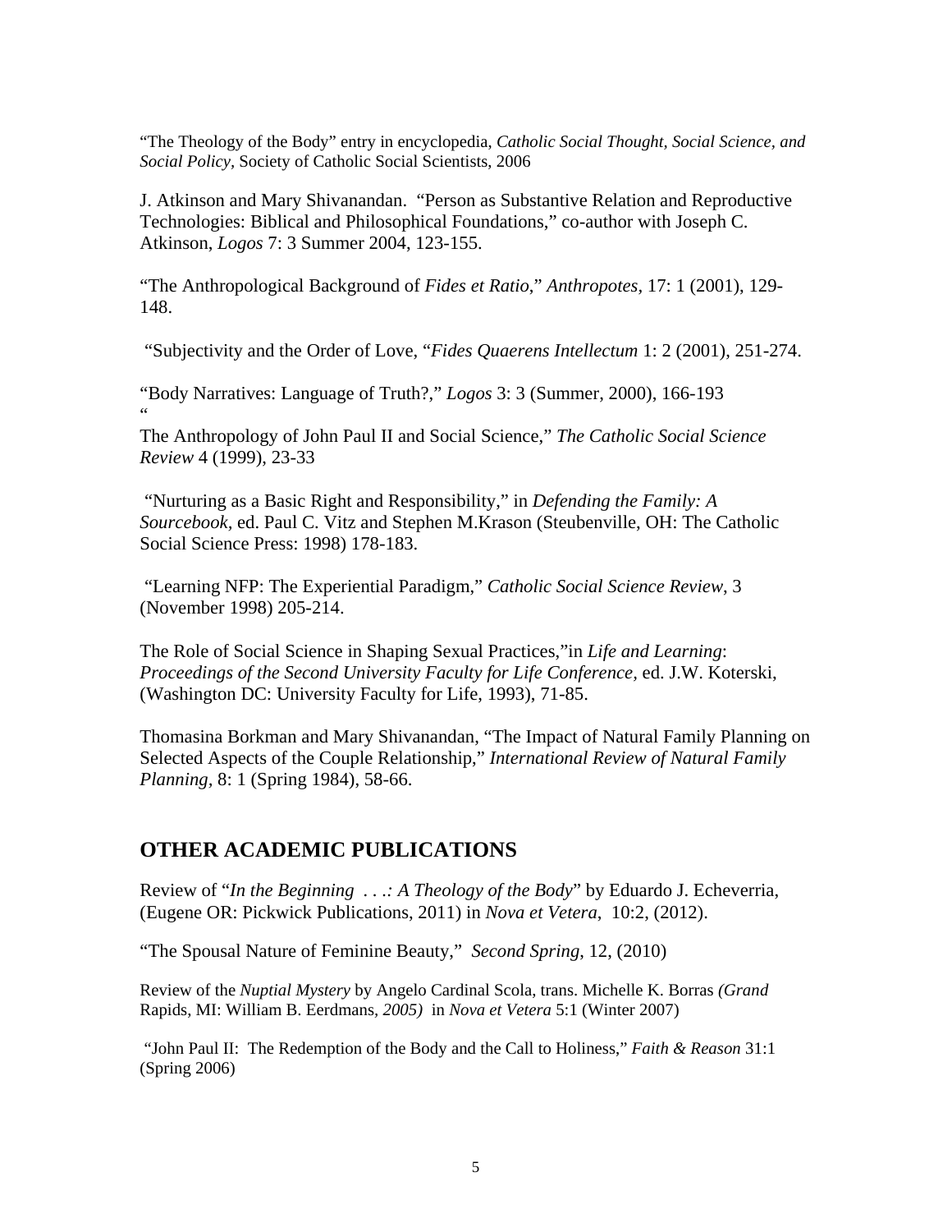"The Theology of the Body" entry in encyclopedia, *Catholic Social Thought, Social Science, and Social Policy,* Society of Catholic Social Scientists, 2006

J. Atkinson and Mary Shivanandan. "Person as Substantive Relation and Reproductive Technologies: Biblical and Philosophical Foundations," co-author with Joseph C. Atkinson, *Logos* 7: 3 Summer 2004, 123-155.

"The Anthropological Background of *Fides et Ratio*," *Anthropotes,* 17: 1 (2001), 129-148.

"Subjectivity and the Order of Love, "*Fides Quaerens Intellectum* 1: 2 (2001), 251-274.

"Body Narratives: Language of Truth?," *Logos* 3: 3 (Summer, 2000), 166-193
"
The Anthropology of John Paul II and Social Science," *The Catholic Social Science Review* 4 (1999), 23-33

"Nurturing as a Basic Right and Responsibility," in *Defending the Family: A Sourcebook*, ed. Paul C. Vitz and Stephen M.Krason (Steubenville, OH: The Catholic Social Science Press: 1998) 178-183.

"Learning NFP: The Experiential Paradigm," *Catholic Social Science Review*, 3 (November 1998) 205-214.

The Role of Social Science in Shaping Sexual Practices,"in *Life and Learning*: *Proceedings of the Second University Faculty for Life Conference,* ed. J.W. Koterski, (Washington DC: University Faculty for Life, 1993), 71-85.

Thomasina Borkman and Mary Shivanandan, "The Impact of Natural Family Planning on Selected Aspects of the Couple Relationship," *International Review of Natural Family Planning,* 8: 1 (Spring 1984), 58-66.

## OTHER ACADEMIC PUBLICATIONS

Review of "*In the Beginning . . .: A Theology of the Body*" by Eduardo J. Echeverria, (Eugene OR: Pickwick Publications, 2011) in *Nova et Vetera*, 10:2, (2012).

"The Spousal Nature of Feminine Beauty," *Second Spring*, 12, (2010)

Review of the *Nuptial Mystery* by Angelo Cardinal Scola, trans. Michelle K. Borras *(Grand* Rapids, MI: William B. Eerdmans, *2005)* in *Nova et Vetera* 5:1 (Winter 2007)

"John Paul II: The Redemption of the Body and the Call to Holiness," *Faith & Reason* 31:1 (Spring 2006)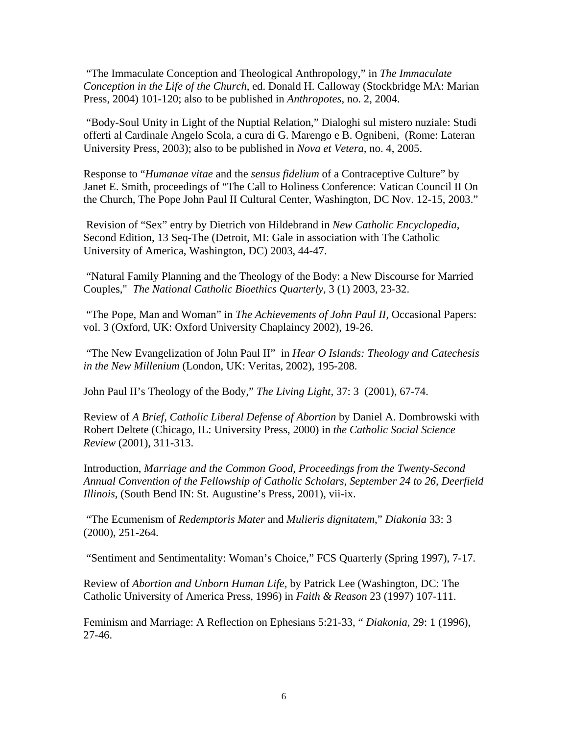"The Immaculate Conception and Theological Anthropology," in *The Immaculate Conception in the Life of the Church*, ed. Donald H. Calloway (Stockbridge MA: Marian Press, 2004) 101-120; also to be published in *Anthropotes*, no. 2, 2004.

"Body-Soul Unity in Light of the Nuptial Relation," Dialoghi sul mistero nuziale: Studi offerti al Cardinale Angelo Scola, a cura di G. Marengo e B. Ognibeni, (Rome: Lateran University Press, 2003); also to be published in *Nova et Vetera*, no. 4, 2005.

Response to "*Humanae vitae* and the *sensus fidelium* of a Contraceptive Culture" by Janet E. Smith, proceedings of "The Call to Holiness Conference: Vatican Council II On the Church, The Pope John Paul II Cultural Center, Washington, DC Nov. 12-15, 2003."

Revision of "Sex" entry by Dietrich von Hildebrand in *New Catholic Encyclopedia*, Second Edition, 13 Seq-The (Detroit, MI: Gale in association with The Catholic University of America, Washington, DC) 2003, 44-47.

"Natural Family Planning and the Theology of the Body: a New Discourse for Married Couples," *The National Catholic Bioethics Quarterly*, 3 (1) 2003, 23-32.

"The Pope, Man and Woman" in *The Achievements of John Paul II,* Occasional Papers: vol. 3 (Oxford, UK: Oxford University Chaplaincy 2002), 19-26.

"The New Evangelization of John Paul II" in *Hear O Islands: Theology and Catechesis in the New Millenium* (London, UK: Veritas, 2002), 195-208.

John Paul II's Theology of the Body," *The Living Light*, 37: 3 (2001), 67-74.

Review of *A Brief, Catholic Liberal Defense of Abortion* by Daniel A. Dombrowski with Robert Deltete (Chicago, IL: University Press, 2000) in *the Catholic Social Science Review* (2001), 311-313.

Introduction, *Marriage and the Common Good, Proceedings from the Twenty-Second Annual Convention of the Fellowship of Catholic Scholars, September 24 to 26, Deerfield Illinois,* (South Bend IN: St. Augustine's Press, 2001), vii-ix.

"The Ecumenism of *Redemptoris Mater* and *Mulieris dignitatem*," *Diakonia* 33: 3 (2000), 251-264.

"Sentiment and Sentimentality: Woman's Choice," FCS Quarterly (Spring 1997), 7-17.

Review of *Abortion and Unborn Human Life,* by Patrick Lee (Washington, DC: The Catholic University of America Press, 1996) in *Faith & Reason* 23 (1997) 107-111.

Feminism and Marriage: A Reflection on Ephesians 5:21-33, " *Diakonia,* 29: 1 (1996), 27-46.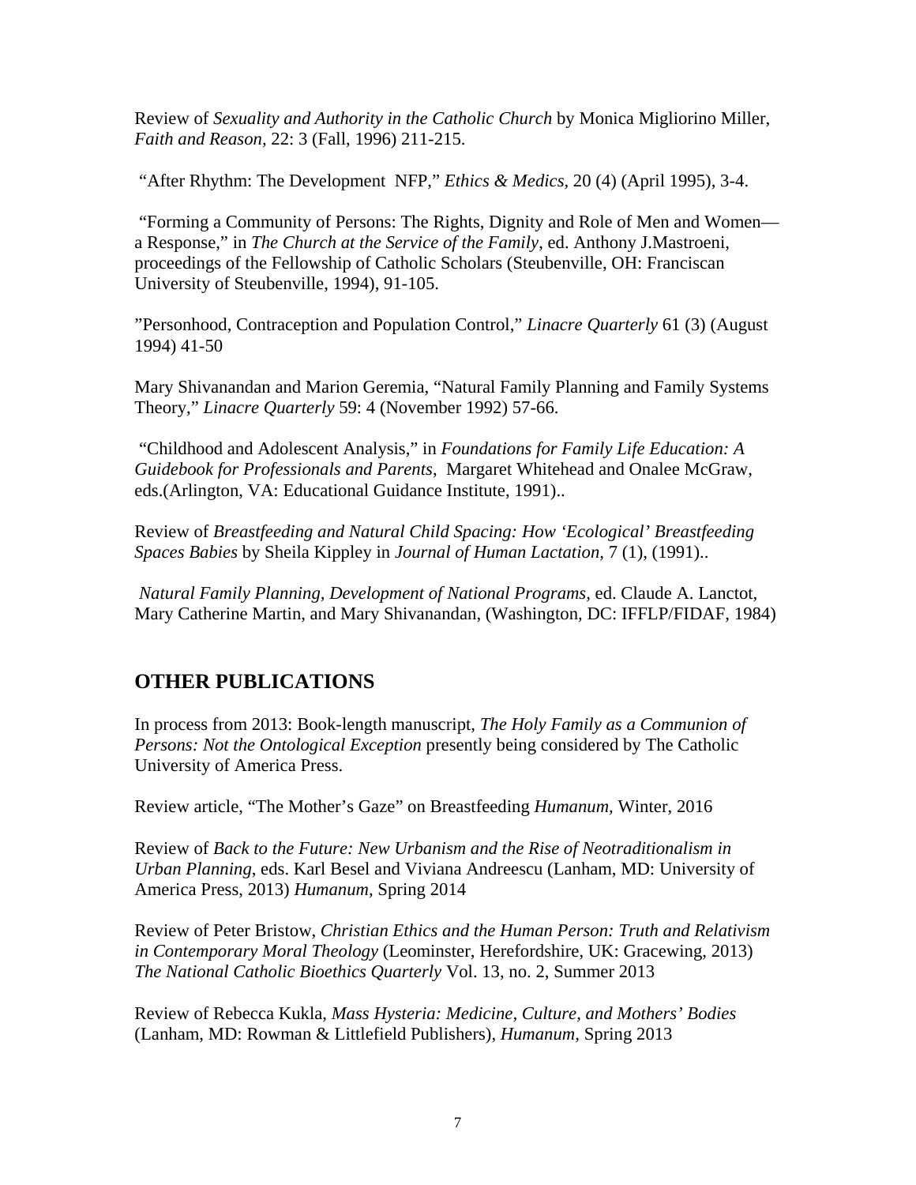Review of *Sexuality and Authority in the Catholic Church* by Monica Migliorino Miller, *Faith and Reason,* 22: 3 (Fall, 1996) 211-215.

"After Rhythm: The Development NFP," *Ethics & Medics*, 20 (4) (April 1995), 3-4.

"Forming a Community of Persons: The Rights, Dignity and Role of Men and Women—a Response," in *The Church at the Service of the Family*, ed. Anthony J.Mastroeni, proceedings of the Fellowship of Catholic Scholars (Steubenville, OH: Franciscan University of Steubenville, 1994), 91-105.

"Personhood, Contraception and Population Control," *Linacre Quarterly* 61 (3) (August 1994) 41-50

Mary Shivanandan and Marion Geremia, "Natural Family Planning and Family Systems Theory," *Linacre Quarterly* 59: 4 (November 1992) 57-66.

"Childhood and Adolescent Analysis," in *Foundations for Family Life Education: A Guidebook for Professionals and Parents*, Margaret Whitehead and Onalee McGraw, eds.(Arlington, VA: Educational Guidance Institute, 1991)..

Review of *Breastfeeding and Natural Child Spacing: How 'Ecological' Breastfeeding Spaces Babies* by Sheila Kippley in *Journal of Human Lactation,* 7 (1), (1991)..

*Natural Family Planning, Development of National Programs,* ed. Claude A. Lanctot, Mary Catherine Martin, and Mary Shivanandan, (Washington, DC: IFFLP/FIDAF, 1984)

## OTHER PUBLICATIONS

In process from 2013: Book-length manuscript, *The Holy Family as a Communion of Persons: Not the Ontological Exception* presently being considered by The Catholic University of America Press.

Review article, "The Mother's Gaze" on Breastfeeding *Humanum,* Winter, 2016

Review of *Back to the Future: New Urbanism and the Rise of Neotraditionalism in Urban Planning*, eds. Karl Besel and Viviana Andreescu (Lanham, MD: University of America Press, 2013) *Humanum,* Spring 2014

Review of Peter Bristow, *Christian Ethics and the Human Person: Truth and Relativism in Contemporary Moral Theology* (Leominster, Herefordshire, UK: Gracewing, 2013) *The National Catholic Bioethics Quarterly* Vol. 13, no. 2, Summer 2013

Review of Rebecca Kukla, *Mass Hysteria: Medicine, Culture, and Mothers' Bodies* (Lanham, MD: Rowman & Littlefield Publishers), *Humanum,* Spring 2013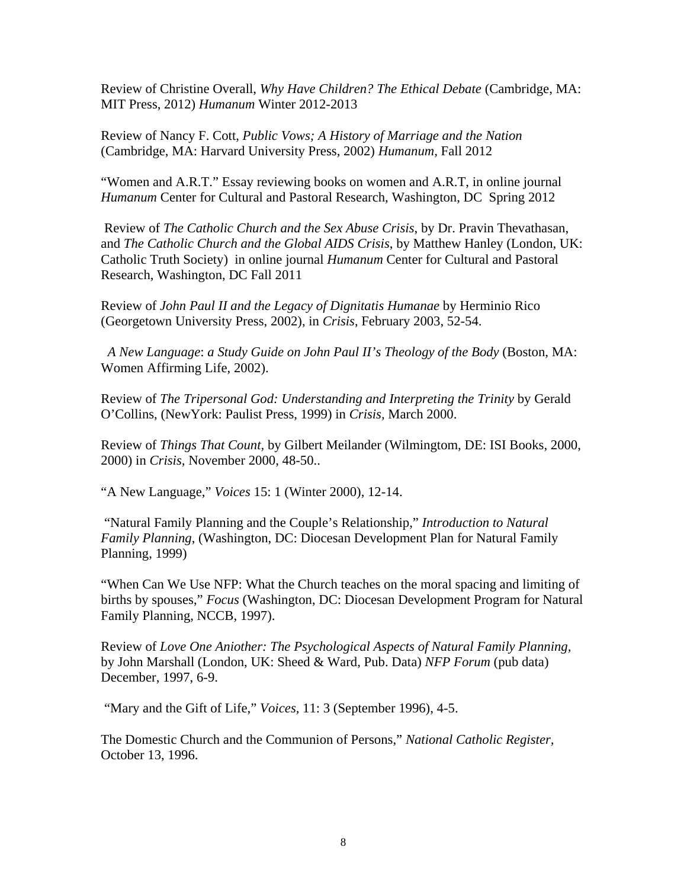Review of Christine Overall, *Why Have Children? The Ethical Debate* (Cambridge, MA: MIT Press, 2012) *Humanum* Winter 2012-2013

Review of Nancy F. Cott, *Public Vows; A History of Marriage and the Nation* (Cambridge, MA: Harvard University Press, 2002) *Humanum,* Fall 2012

"Women and A.R.T." Essay reviewing books on women and A.R.T, in online journal *Humanum* Center for Cultural and Pastoral Research, Washington, DC Spring 2012

Review of *The Catholic Church and the Sex Abuse Crisis,* by Dr. Pravin Thevathasan, and *The Catholic Church and the Global AIDS Crisis*, by Matthew Hanley (London, UK: Catholic Truth Society) in online journal *Humanum* Center for Cultural and Pastoral Research, Washington, DC Fall 2011

Review of *John Paul II and the Legacy of Dignitatis Humanae* by Herminio Rico (Georgetown University Press, 2002), in *Crisis*, February 2003, 52-54.

*A New Language*: *a Study Guide on John Paul II's Theology of the Body* (Boston, MA: Women Affirming Life, 2002).

Review of *The Tripersonal God: Understanding and Interpreting the Trinity* by Gerald O'Collins, (NewYork: Paulist Press, 1999) in *Crisis,* March 2000.

Review of *Things That Count,* by Gilbert Meilander (Wilmingtom, DE: ISI Books, 2000, 2000) in *Crisis,* November 2000, 48-50..

"A New Language," *Voices* 15: 1 (Winter 2000), 12-14.

"Natural Family Planning and the Couple's Relationship," *Introduction to Natural Family Planning*, (Washington, DC: Diocesan Development Plan for Natural Family Planning, 1999)

"When Can We Use NFP: What the Church teaches on the moral spacing and limiting of births by spouses," *Focus* (Washington, DC: Diocesan Development Program for Natural Family Planning, NCCB, 1997).

Review of *Love One Aniother: The Psychological Aspects of Natural Family Planning,* by John Marshall (London, UK: Sheed & Ward, Pub. Data) *NFP Forum* (pub data) December, 1997, 6-9.

"Mary and the Gift of Life," *Voices*, 11: 3 (September 1996), 4-5.

The Domestic Church and the Communion of Persons," *National Catholic Register,* October 13, 1996.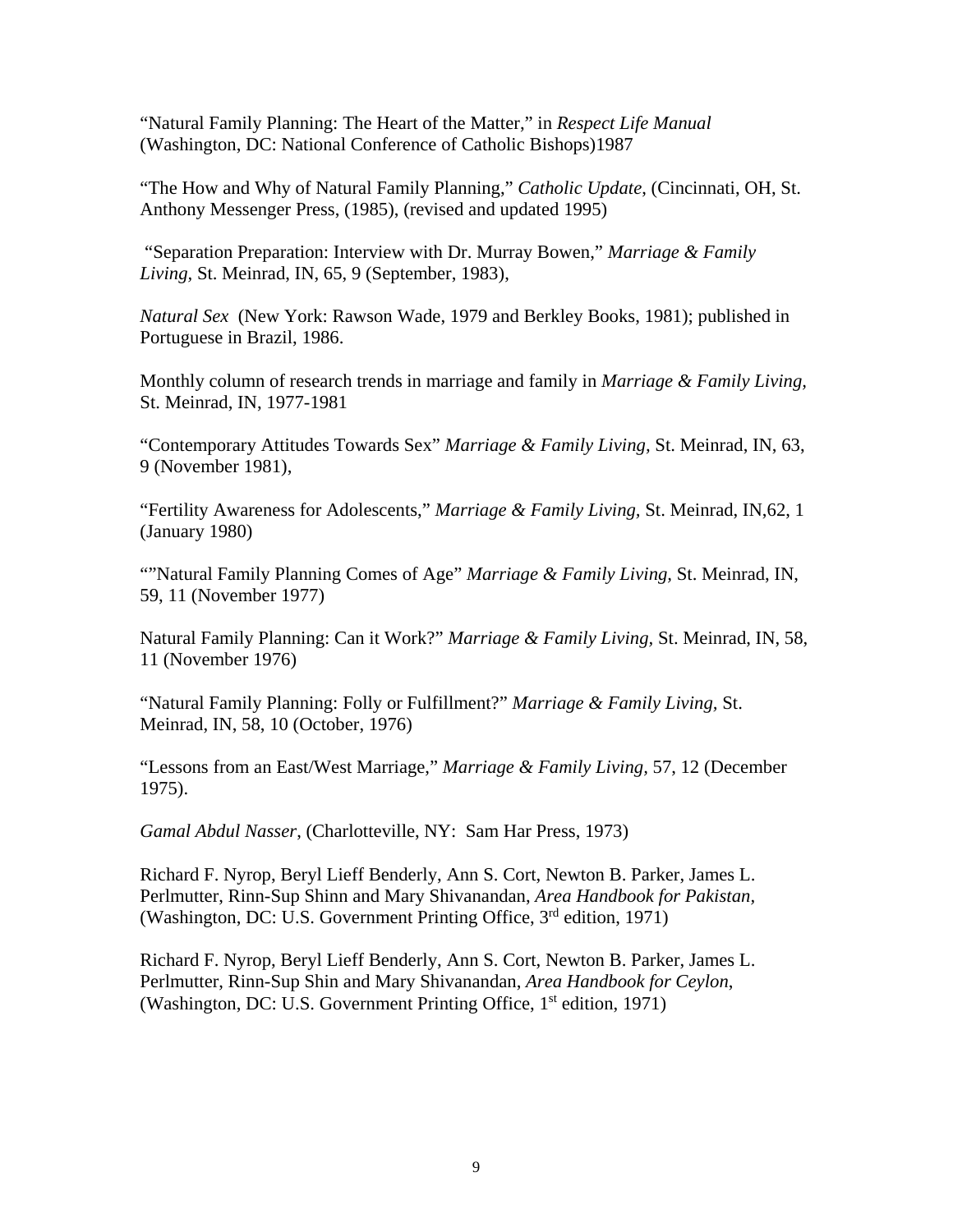"Natural Family Planning: The Heart of the Matter," in *Respect Life Manual* (Washington, DC: National Conference of Catholic Bishops)1987

"The How and Why of Natural Family Planning," *Catholic Update*, (Cincinnati, OH, St. Anthony Messenger Press, (1985), (revised and updated 1995)

"Separation Preparation: Interview with Dr. Murray Bowen," *Marriage & Family Living*, St. Meinrad, IN, 65, 9 (September, 1983),

*Natural Sex* (New York: Rawson Wade, 1979 and Berkley Books, 1981); published in Portuguese in Brazil, 1986.

Monthly column of research trends in marriage and family in *Marriage & Family Living*, St. Meinrad, IN, 1977-1981

"Contemporary Attitudes Towards Sex" *Marriage & Family Living*, St. Meinrad, IN, 63, 9 (November 1981),

"Fertility Awareness for Adolescents," *Marriage & Family Living*, St. Meinrad, IN,62, 1 (January 1980)

""Natural Family Planning Comes of Age" *Marriage & Family Living*, St. Meinrad, IN, 59, 11 (November 1977)

Natural Family Planning: Can it Work?" *Marriage & Family Living*, St. Meinrad, IN, 58, 11 (November 1976)

"Natural Family Planning: Folly or Fulfillment?" *Marriage & Family Living*, St. Meinrad, IN, 58, 10 (October, 1976)

"Lessons from an East/West Marriage," *Marriage & Family Living*, 57, 12 (December 1975).

*Gamal Abdul Nasser*, (Charlotteville, NY: Sam Har Press, 1973)

Richard F. Nyrop, Beryl Lieff Benderly, Ann S. Cort, Newton B. Parker, James L. Perlmutter, Rinn-Sup Shinn and Mary Shivanandan, *Area Handbook for Pakistan*, (Washington, DC: U.S. Government Printing Office, 3rd edition, 1971)

Richard F. Nyrop, Beryl Lieff Benderly, Ann S. Cort, Newton B. Parker, James L. Perlmutter, Rinn-Sup Shin and Mary Shivanandan, *Area Handbook for Ceylon*, (Washington, DC: U.S. Government Printing Office, 1st edition, 1971)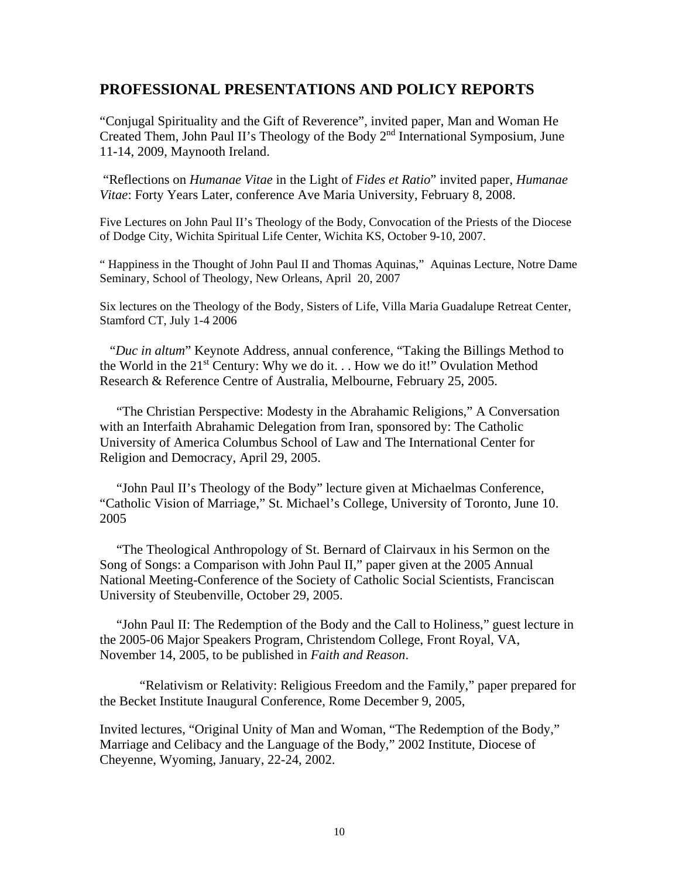## PROFESSIONAL PRESENTATIONS AND POLICY REPORTS

"Conjugal Spirituality and the Gift of Reverence", invited paper, Man and Woman He Created Them, John Paul II's Theology of the Body 2nd International Symposium, June 11-14, 2009, Maynooth Ireland.

"Reflections on *Humanae Vitae* in the Light of *Fides et Ratio*" invited paper, *Humanae Vitae*: Forty Years Later, conference Ave Maria University, February 8, 2008.

Five Lectures on John Paul II's Theology of the Body, Convocation of the Priests of the Diocese of Dodge City, Wichita Spiritual Life Center, Wichita KS, October 9-10, 2007.

" Happiness in the Thought of John Paul II and Thomas Aquinas," Aquinas Lecture, Notre Dame Seminary, School of Theology, New Orleans, April 20, 2007

Six lectures on the Theology of the Body, Sisters of Life, Villa Maria Guadalupe Retreat Center, Stamford CT, July 1-4 2006

"*Duc in altum*" Keynote Address, annual conference, "Taking the Billings Method to the World in the 21st Century: Why we do it. . . How we do it!" Ovulation Method Research & Reference Centre of Australia, Melbourne, February 25, 2005.

"The Christian Perspective: Modesty in the Abrahamic Religions," A Conversation with an Interfaith Abrahamic Delegation from Iran, sponsored by: The Catholic University of America Columbus School of Law and The International Center for Religion and Democracy, April 29, 2005.

"John Paul II's Theology of the Body" lecture given at Michaelmas Conference, "Catholic Vision of Marriage," St. Michael's College, University of Toronto, June 10. 2005

"The Theological Anthropology of St. Bernard of Clairvaux in his Sermon on the Song of Songs: a Comparison with John Paul II," paper given at the 2005 Annual National Meeting-Conference of the Society of Catholic Social Scientists, Franciscan University of Steubenville, October 29, 2005.

"John Paul II: The Redemption of the Body and the Call to Holiness," guest lecture in the 2005-06 Major Speakers Program, Christendom College, Front Royal, VA, November 14, 2005, to be published in *Faith and Reason*.

"Relativism or Relativity: Religious Freedom and the Family," paper prepared for the Becket Institute Inaugural Conference, Rome December 9, 2005,

Invited lectures, "Original Unity of Man and Woman, "The Redemption of the Body," Marriage and Celibacy and the Language of the Body," 2002 Institute, Diocese of Cheyenne, Wyoming, January, 22-24, 2002.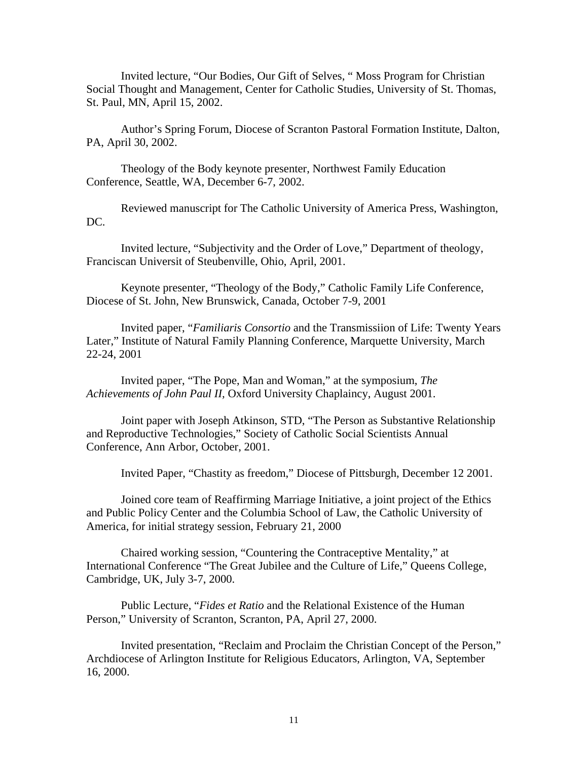Invited lecture, "Our Bodies, Our Gift of Selves, " Moss Program for Christian Social Thought and Management, Center for Catholic Studies, University of St. Thomas, St. Paul, MN, April 15, 2002.

Author's Spring Forum, Diocese of Scranton Pastoral Formation Institute, Dalton, PA, April 30, 2002.

Theology of the Body keynote presenter, Northwest Family Education Conference, Seattle, WA, December 6-7, 2002.

Reviewed manuscript for The Catholic University of America Press, Washington, DC.

Invited lecture, "Subjectivity and the Order of Love," Department of theology, Franciscan Universit of Steubenville, Ohio, April, 2001.

Keynote presenter, "Theology of the Body," Catholic Family Life Conference, Diocese of St. John, New Brunswick, Canada, October 7-9, 2001

Invited paper, "*Familiaris Consortio* and the Transmissiion of Life: Twenty Years Later," Institute of Natural Family Planning Conference, Marquette University, March 22-24, 2001

Invited paper, "The Pope, Man and Woman," at the symposium, *The Achievements of John Paul II,* Oxford University Chaplaincy, August 2001.

Joint paper with Joseph Atkinson, STD, "The Person as Substantive Relationship and Reproductive Technologies," Society of Catholic Social Scientists Annual Conference, Ann Arbor, October, 2001.

Invited Paper, "Chastity as freedom," Diocese of Pittsburgh, December 12 2001.

Joined core team of Reaffirming Marriage Initiative, a joint project of the Ethics and Public Policy Center and the Columbia School of Law, the Catholic University of America, for initial strategy session, February 21, 2000

Chaired working session, "Countering the Contraceptive Mentality," at International Conference "The Great Jubilee and the Culture of Life," Queens College, Cambridge, UK, July 3-7, 2000.

Public Lecture, "*Fides et Ratio* and the Relational Existence of the Human Person," University of Scranton, Scranton, PA, April 27, 2000.

Invited presentation, "Reclaim and Proclaim the Christian Concept of the Person," Archdiocese of Arlington Institute for Religious Educators, Arlington, VA, September 16, 2000.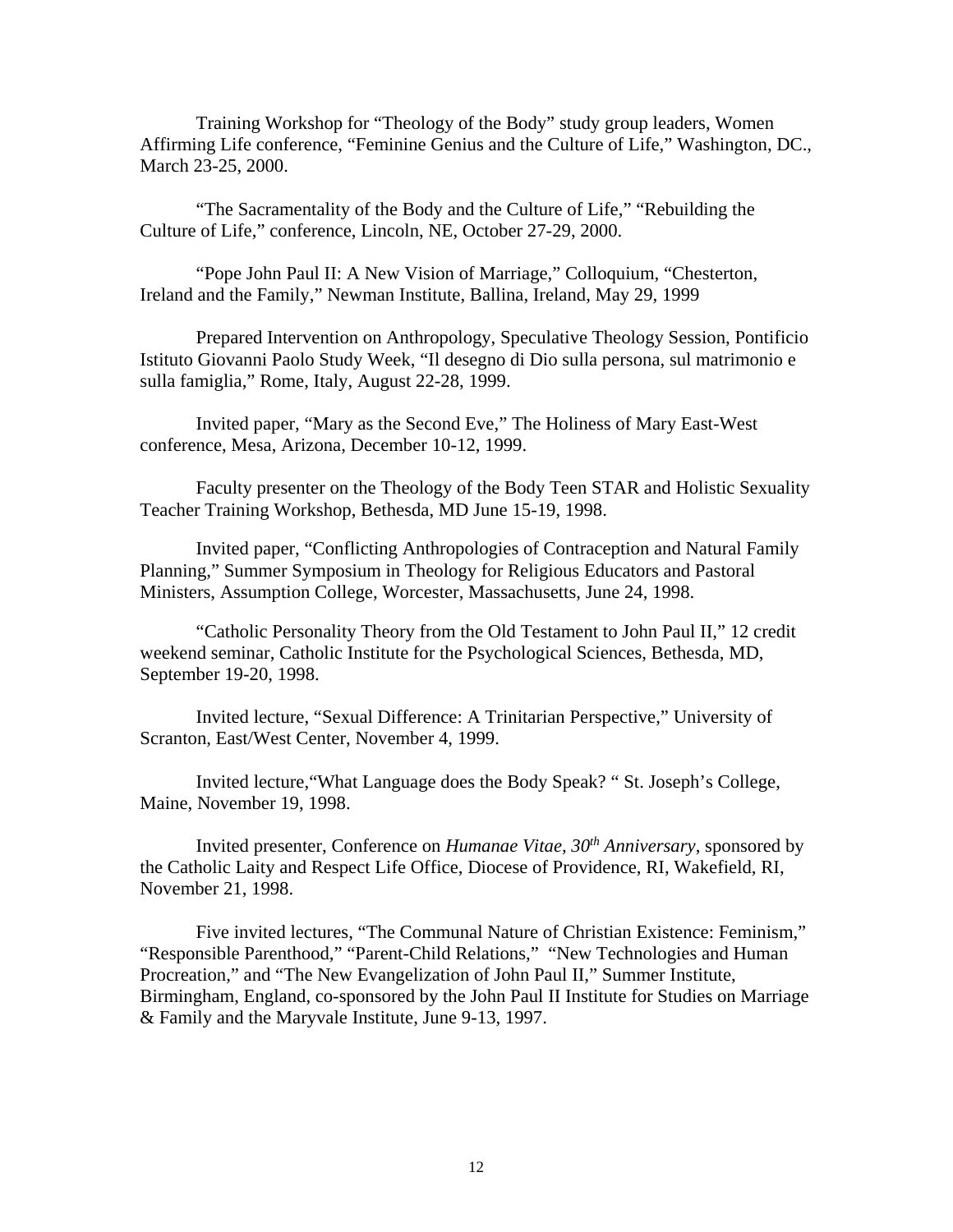Training Workshop for “Theology of the Body” study group leaders, Women Affirming Life conference, “Feminine Genius and the Culture of Life,” Washington, DC., March 23-25, 2000.

“The Sacramentality of the Body and the Culture of Life,” “Rebuilding the Culture of Life,” conference, Lincoln, NE, October 27-29, 2000.

“Pope John Paul II: A New Vision of Marriage,” Colloquium, “Chesterton, Ireland and the Family,” Newman Institute, Ballina, Ireland, May 29, 1999

Prepared Intervention on Anthropology, Speculative Theology Session, Pontificio Istituto Giovanni Paolo Study Week, “Il desegno di Dio sulla persona, sul matrimonio e sulla famiglia,” Rome, Italy, August 22-28, 1999.

Invited paper, “Mary as the Second Eve,” The Holiness of Mary East-West conference, Mesa, Arizona, December 10-12, 1999.

Faculty presenter on the Theology of the Body Teen STAR and Holistic Sexuality Teacher Training Workshop, Bethesda, MD June 15-19, 1998.

Invited paper, “Conflicting Anthropologies of Contraception and Natural Family Planning,” Summer Symposium in Theology for Religious Educators and Pastoral Ministers, Assumption College, Worcester, Massachusetts, June 24, 1998.

“Catholic Personality Theory from the Old Testament to John Paul II,” 12 credit weekend seminar, Catholic Institute for the Psychological Sciences, Bethesda, MD, September 19-20, 1998.

Invited lecture, “Sexual Difference: A Trinitarian Perspective,” University of Scranton, East/West Center, November 4, 1999.

Invited lecture,“What Language does the Body Speak? “ St. Joseph’s College, Maine, November 19, 1998.

Invited presenter, Conference on *Humanae Vitae, 30th Anniversary*, sponsored by the Catholic Laity and Respect Life Office, Diocese of Providence, RI, Wakefield, RI, November 21, 1998.

Five invited lectures, “The Communal Nature of Christian Existence: Feminism,” “Responsible Parenthood,” “Parent-Child Relations,” “New Technologies and Human Procreation,” and “The New Evangelization of John Paul II,” Summer Institute, Birmingham, England, co-sponsored by the John Paul II Institute for Studies on Marriage & Family and the Maryvale Institute, June 9-13, 1997.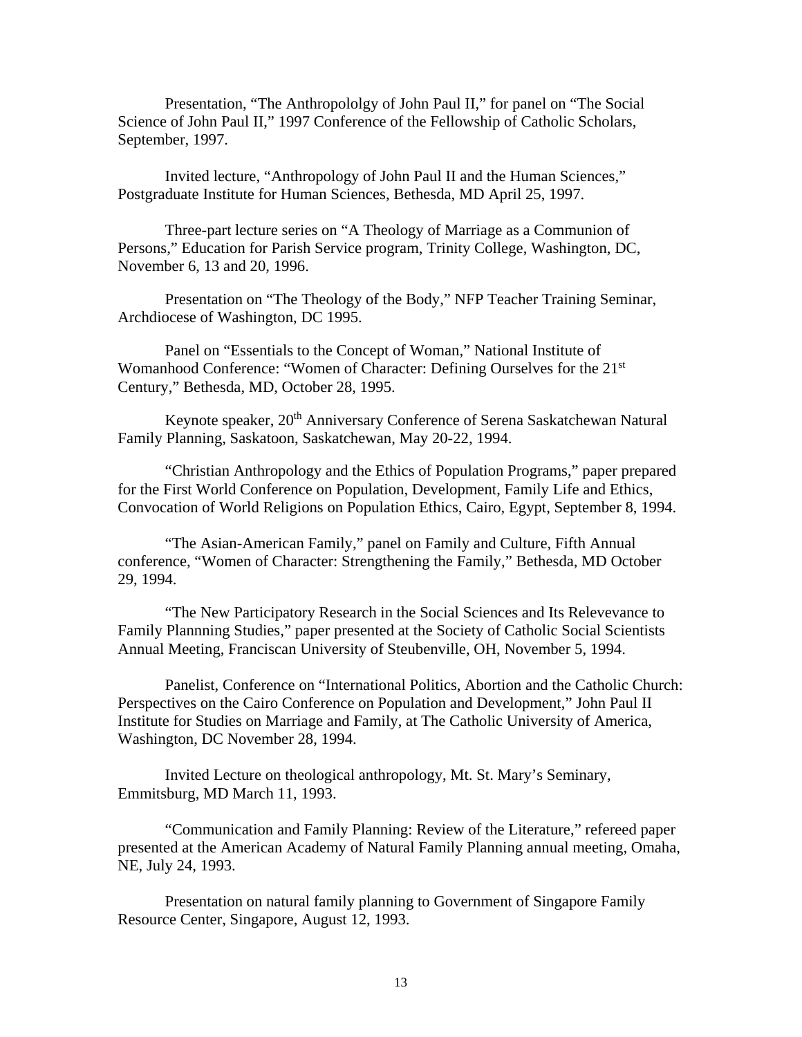Presentation, "The Anthropololgy of John Paul II," for panel on "The Social Science of John Paul II," 1997 Conference of the Fellowship of Catholic Scholars, September, 1997.

Invited lecture, "Anthropology of John Paul II and the Human Sciences," Postgraduate Institute for Human Sciences, Bethesda, MD April 25, 1997.

Three-part lecture series on "A Theology of Marriage as a Communion of Persons," Education for Parish Service program, Trinity College, Washington, DC, November 6, 13 and 20, 1996.

Presentation on "The Theology of the Body," NFP Teacher Training Seminar, Archdiocese of Washington, DC 1995.

Panel on "Essentials to the Concept of Woman," National Institute of Womanhood Conference: "Women of Character: Defining Ourselves for the 21st Century," Bethesda, MD, October 28, 1995.

Keynote speaker, 20th Anniversary Conference of Serena Saskatchewan Natural Family Planning, Saskatoon, Saskatchewan, May 20-22, 1994.

"Christian Anthropology and the Ethics of Population Programs," paper prepared for the First World Conference on Population, Development, Family Life and Ethics, Convocation of World Religions on Population Ethics, Cairo, Egypt, September 8, 1994.

"The Asian-American Family," panel on Family and Culture, Fifth Annual conference, "Women of Character: Strengthening the Family," Bethesda, MD October 29, 1994.

"The New Participatory Research in the Social Sciences and Its Relevevance to Family Plannning Studies," paper presented at the Society of Catholic Social Scientists Annual Meeting, Franciscan University of Steubenville, OH, November 5, 1994.

Panelist, Conference on "International Politics, Abortion and the Catholic Church: Perspectives on the Cairo Conference on Population and Development," John Paul II Institute for Studies on Marriage and Family, at The Catholic University of America, Washington, DC November 28, 1994.

Invited Lecture on theological anthropology, Mt. St. Mary's Seminary, Emmitsburg, MD March 11, 1993.

"Communication and Family Planning: Review of the Literature," refereed paper presented at the American Academy of Natural Family Planning annual meeting, Omaha, NE, July 24, 1993.

Presentation on natural family planning to Government of Singapore Family Resource Center, Singapore, August 12, 1993.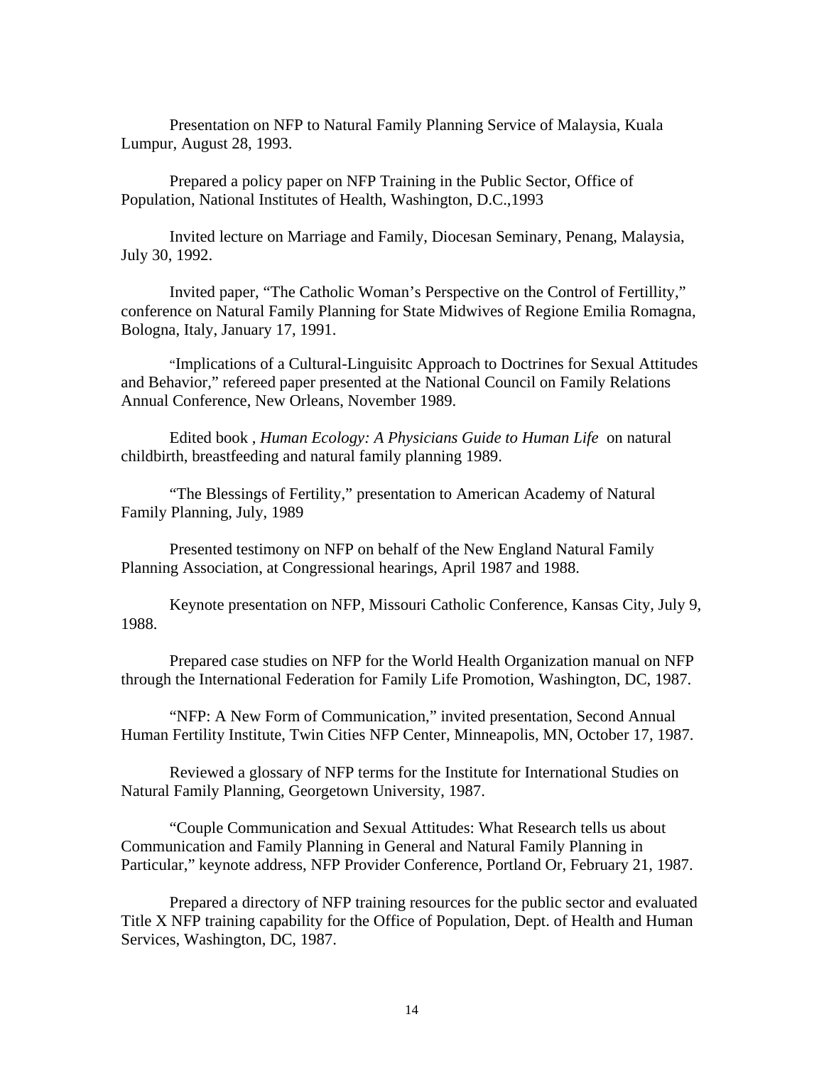Presentation on NFP to Natural Family Planning Service of Malaysia, Kuala Lumpur, August 28, 1993.

Prepared a policy paper on NFP Training in the Public Sector, Office of Population, National Institutes of Health, Washington, D.C.,1993

Invited lecture on Marriage and Family, Diocesan Seminary, Penang, Malaysia, July 30, 1992.

Invited paper, "The Catholic Woman's Perspective on the Control of Fertillity," conference on Natural Family Planning for State Midwives of Regione Emilia Romagna, Bologna, Italy, January 17, 1991.

"Implications of a Cultural-Linguisitc Approach to Doctrines for Sexual Attitudes and Behavior," refereed paper presented at the National Council on Family Relations Annual Conference, New Orleans, November 1989.

Edited book , *Human Ecology: A Physicians Guide to Human Life* on natural childbirth, breastfeeding and natural family planning 1989.

"The Blessings of Fertility," presentation to American Academy of Natural Family Planning, July, 1989

Presented testimony on NFP on behalf of the New England Natural Family Planning Association, at Congressional hearings, April 1987 and 1988.

Keynote presentation on NFP, Missouri Catholic Conference, Kansas City, July 9, 1988.

Prepared case studies on NFP for the World Health Organization manual on NFP through the International Federation for Family Life Promotion, Washington, DC, 1987.

"NFP: A New Form of Communication," invited presentation, Second Annual Human Fertility Institute, Twin Cities NFP Center, Minneapolis, MN, October 17, 1987.

Reviewed a glossary of NFP terms for the Institute for International Studies on Natural Family Planning, Georgetown University, 1987.

"Couple Communication and Sexual Attitudes: What Research tells us about Communication and Family Planning in General and Natural Family Planning in Particular," keynote address, NFP Provider Conference, Portland Or, February 21, 1987.

Prepared a directory of NFP training resources for the public sector and evaluated Title X NFP training capability for the Office of Population, Dept. of Health and Human Services, Washington, DC, 1987.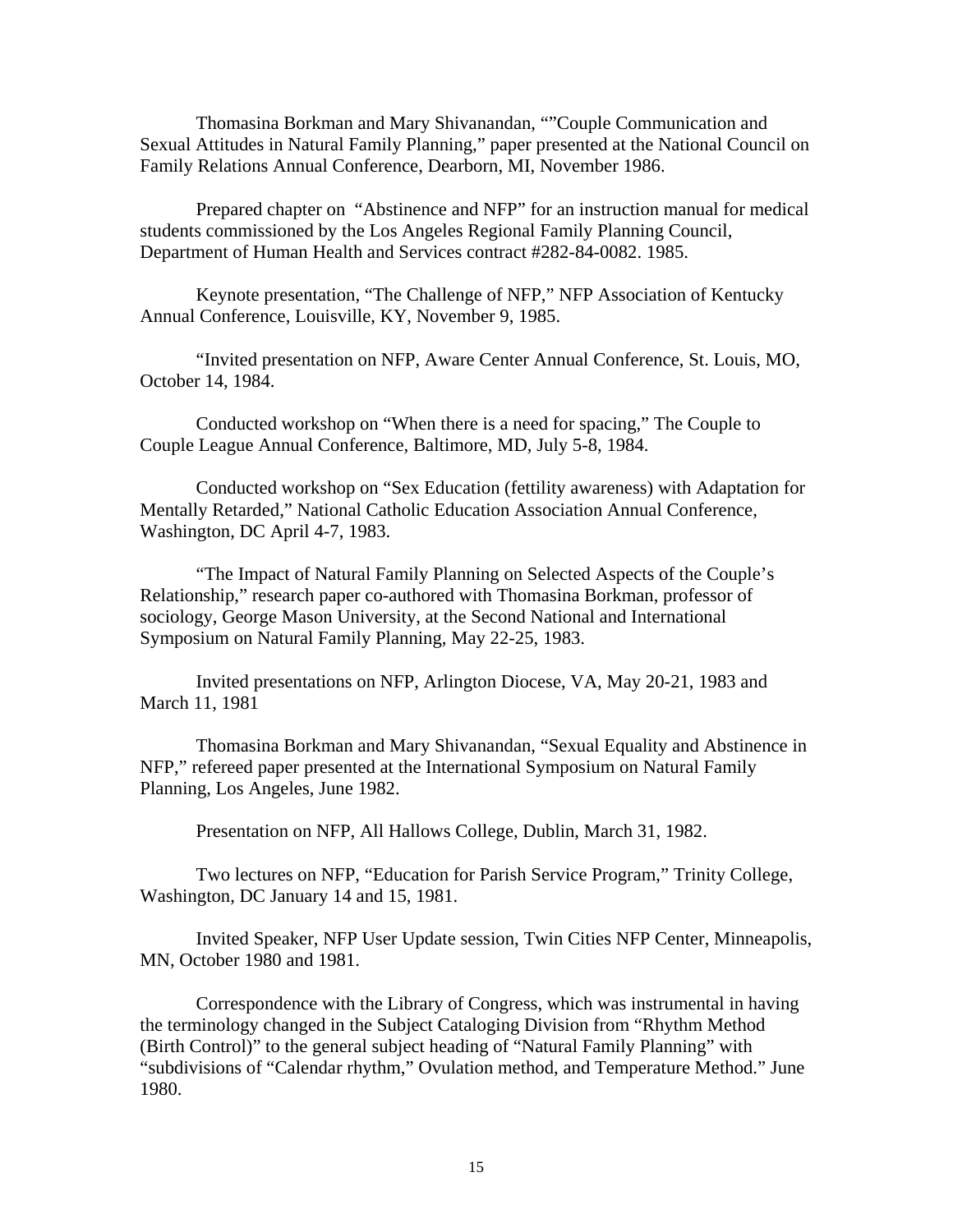Thomasina Borkman and Mary Shivanandan, ""Couple Communication and Sexual Attitudes in Natural Family Planning," paper presented at the National Council on Family Relations Annual Conference, Dearborn, MI, November 1986.

Prepared chapter on "Abstinence and NFP" for an instruction manual for medical students commissioned by the Los Angeles Regional Family Planning Council, Department of Human Health and Services contract #282-84-0082. 1985.

Keynote presentation, "The Challenge of NFP," NFP Association of Kentucky Annual Conference, Louisville, KY, November 9, 1985.

"Invited presentation on NFP, Aware Center Annual Conference, St. Louis, MO, October 14, 1984.

Conducted workshop on "When there is a need for spacing," The Couple to Couple League Annual Conference, Baltimore, MD, July 5-8, 1984.

Conducted workshop on "Sex Education (fettility awareness) with Adaptation for Mentally Retarded," National Catholic Education Association Annual Conference, Washington, DC April 4-7, 1983.

"The Impact of Natural Family Planning on Selected Aspects of the Couple's Relationship," research paper co-authored with Thomasina Borkman, professor of sociology, George Mason University, at the Second National and International Symposium on Natural Family Planning, May 22-25, 1983.

Invited presentations on NFP, Arlington Diocese, VA, May 20-21, 1983 and March 11, 1981

Thomasina Borkman and Mary Shivanandan, "Sexual Equality and Abstinence in NFP," refereed paper presented at the International Symposium on Natural Family Planning, Los Angeles, June 1982.

Presentation on NFP, All Hallows College, Dublin, March 31, 1982.

Two lectures on NFP, "Education for Parish Service Program," Trinity College, Washington, DC January 14 and 15, 1981.

Invited Speaker, NFP User Update session, Twin Cities NFP Center, Minneapolis, MN, October 1980 and 1981.

Correspondence with the Library of Congress, which was instrumental in having the terminology changed in the Subject Cataloging Division from "Rhythm Method (Birth Control)" to the general subject heading of "Natural Family Planning" with "subdivisions of "Calendar rhythm," Ovulation method, and Temperature Method." June 1980.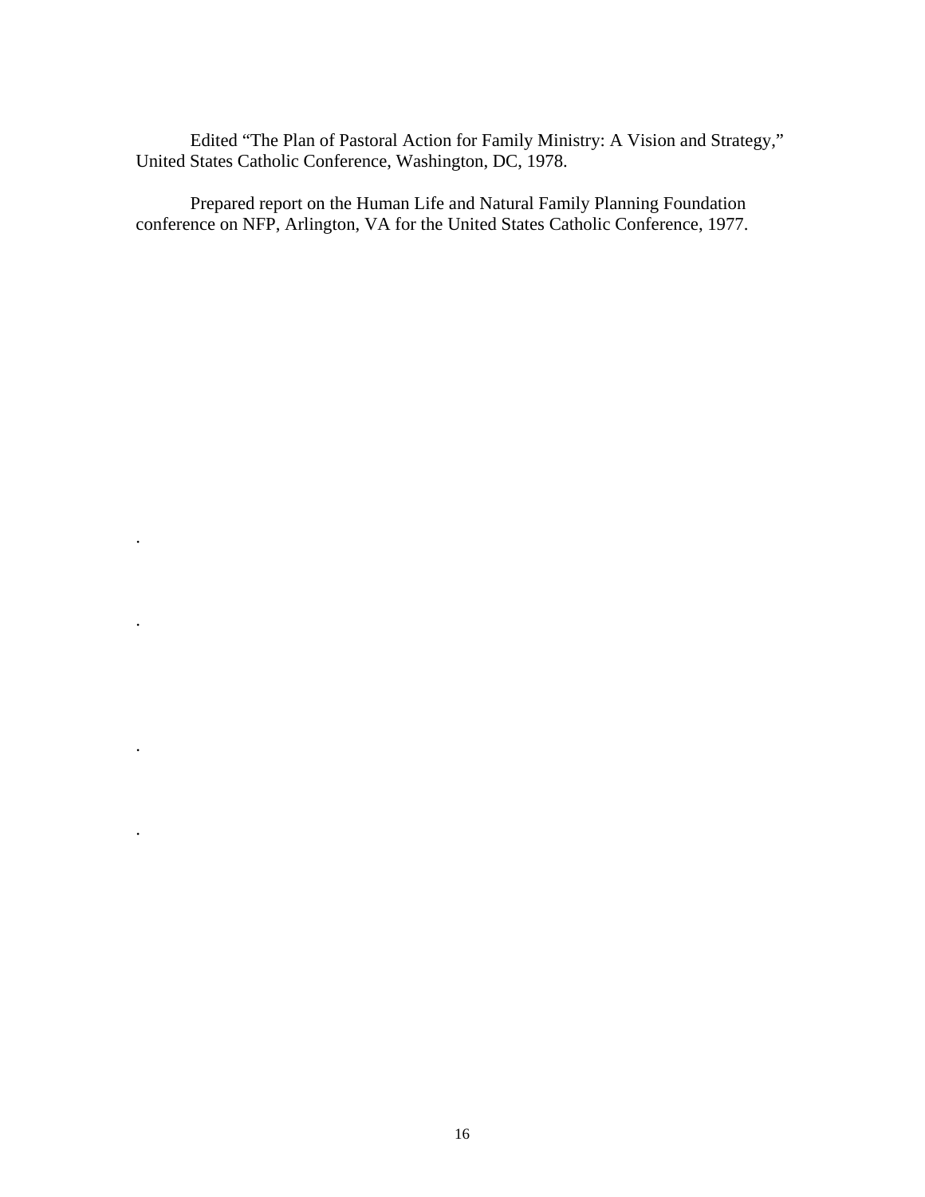Edited “The Plan of Pastoral Action for Family Ministry: A Vision and Strategy,” United States Catholic Conference, Washington, DC, 1978.

Prepared report on the Human Life and Natural Family Planning Foundation conference on NFP, Arlington, VA for the United States Catholic Conference, 1977.

.

.

.

.